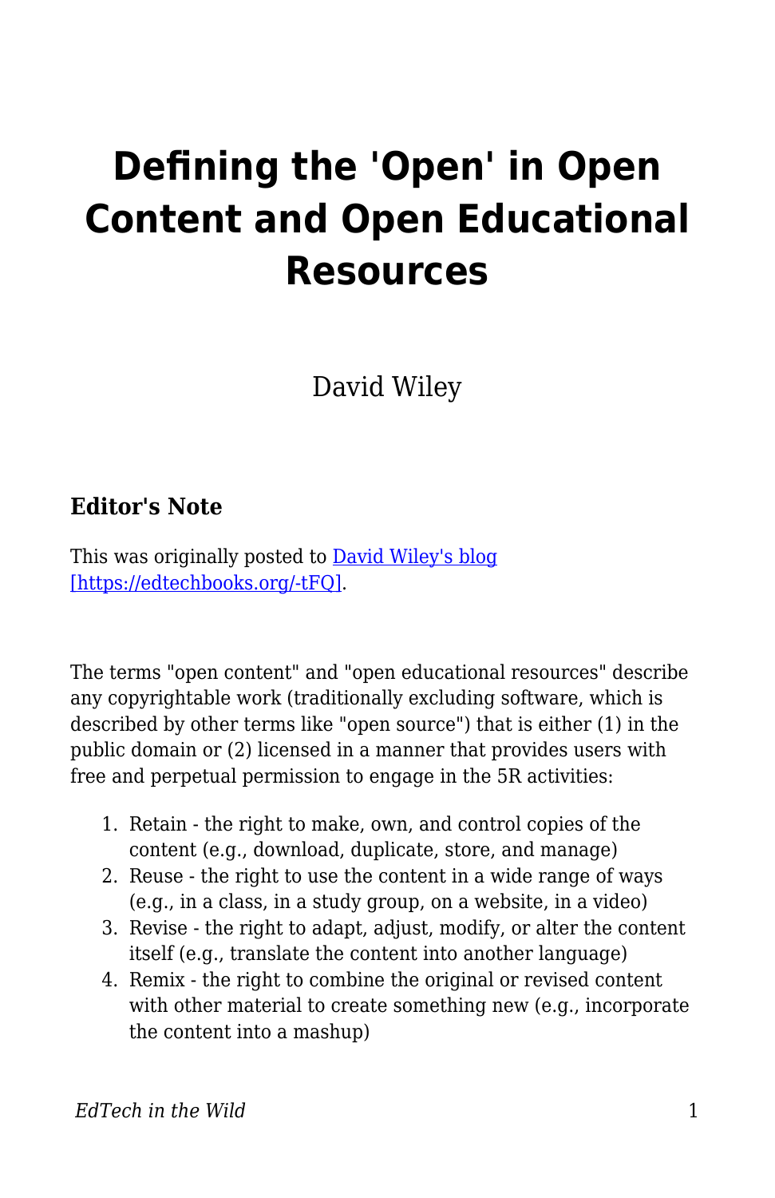# Defining the 'Open' in Open Content and Open Educational Resources

David Wiley

### Editor's Note

This was originally posted to [David Wiley's blog [https://edtechbooks.org/-tFQ]](https://edtechbooks.org/-tFQ).

The terms "open content" and "open educational resources" describe any copyrightable work (traditionally excluding software, which is described by other terms like "open source") that is either (1) in the public domain or (2) licensed in a manner that provides users with free and perpetual permission to engage in the 5R activities:

1. Retain - the right to make, own, and control copies of the content (e.g., download, duplicate, store, and manage)
2. Reuse - the right to use the content in a wide range of ways (e.g., in a class, in a study group, on a website, in a video)
3. Revise - the right to adapt, adjust, modify, or alter the content itself (e.g., translate the content into another language)
4. Remix - the right to combine the original or revised content with other material to create something new (e.g., incorporate the content into a mashup)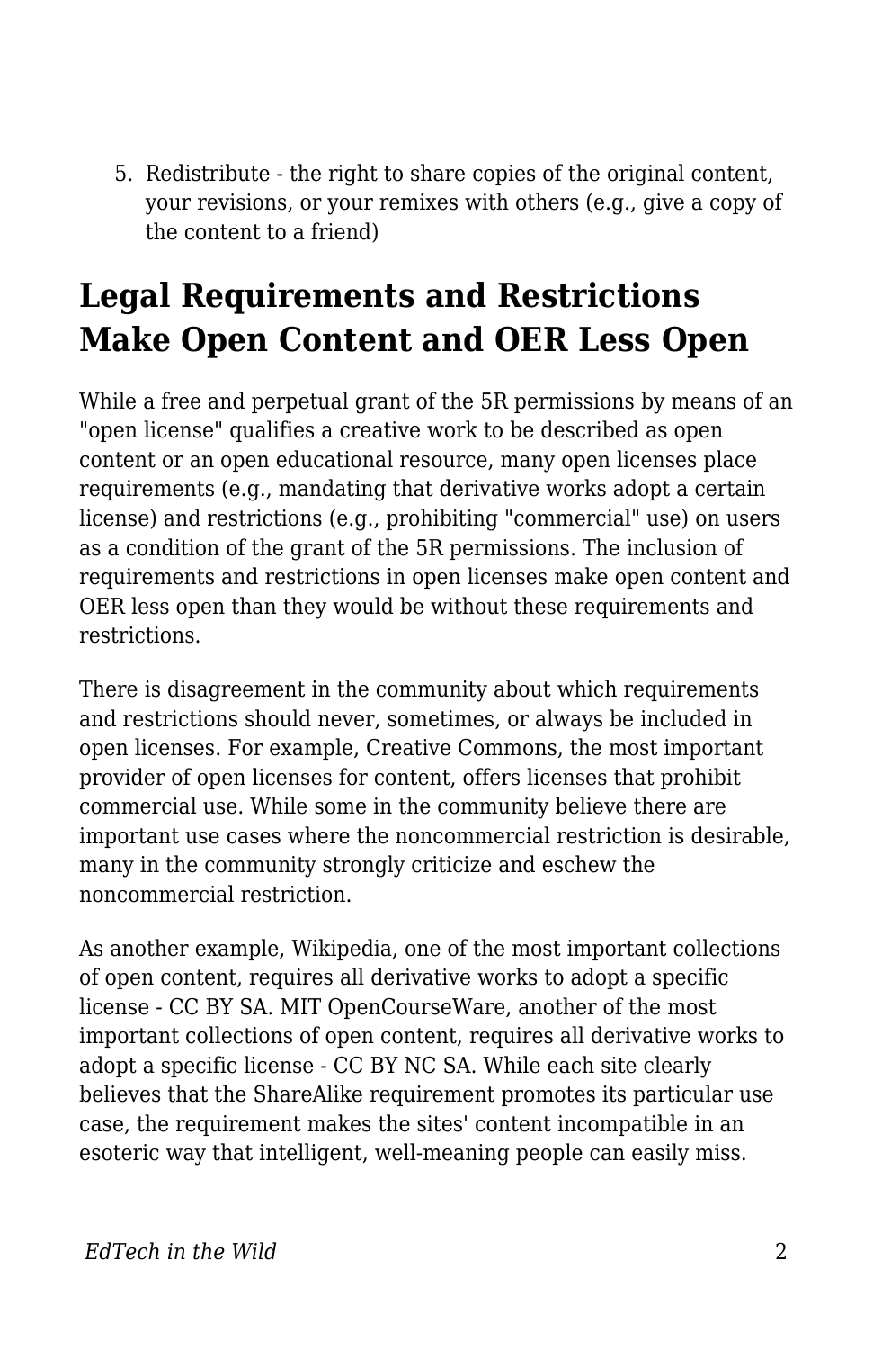5. Redistribute - the right to share copies of the original content, your revisions, or your remixes with others (e.g., give a copy of the content to a friend)

## Legal Requirements and Restrictions Make Open Content and OER Less Open

While a free and perpetual grant of the 5R permissions by means of an "open license" qualifies a creative work to be described as open content or an open educational resource, many open licenses place requirements (e.g., mandating that derivative works adopt a certain license) and restrictions (e.g., prohibiting "commercial" use) on users as a condition of the grant of the 5R permissions. The inclusion of requirements and restrictions in open licenses make open content and OER less open than they would be without these requirements and restrictions.

There is disagreement in the community about which requirements and restrictions should never, sometimes, or always be included in open licenses. For example, Creative Commons, the most important provider of open licenses for content, offers licenses that prohibit commercial use. While some in the community believe there are important use cases where the noncommercial restriction is desirable, many in the community strongly criticize and eschew the noncommercial restriction.

As another example, Wikipedia, one of the most important collections of open content, requires all derivative works to adopt a specific license - CC BY SA. MIT OpenCourseWare, another of the most important collections of open content, requires all derivative works to adopt a specific license - CC BY NC SA. While each site clearly believes that the ShareAlike requirement promotes its particular use case, the requirement makes the sites' content incompatible in an esoteric way that intelligent, well-meaning people can easily miss.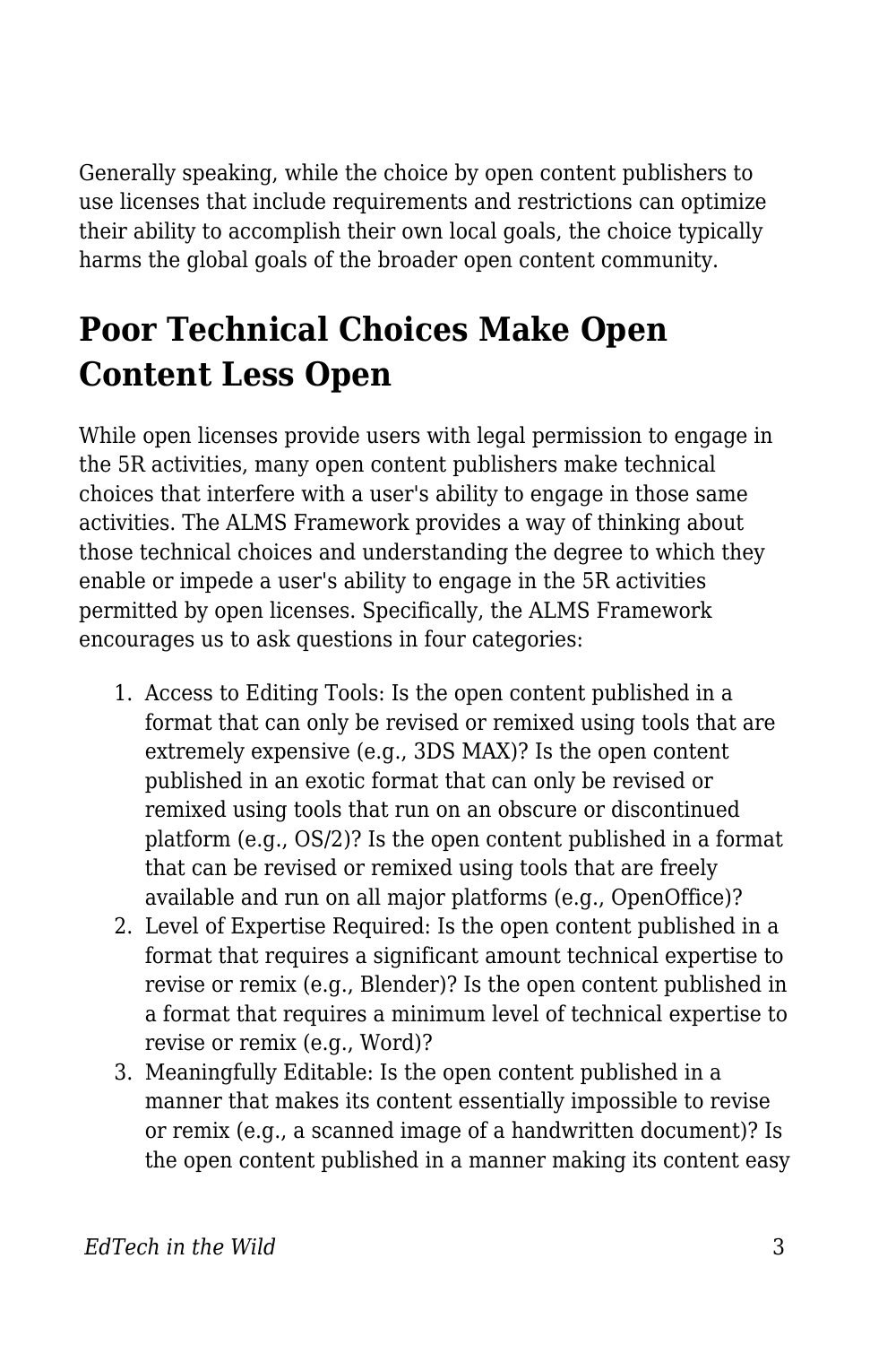Generally speaking, while the choice by open content publishers to use licenses that include requirements and restrictions can optimize their ability to accomplish their own local goals, the choice typically harms the global goals of the broader open content community.

## Poor Technical Choices Make Open Content Less Open

While open licenses provide users with legal permission to engage in the 5R activities, many open content publishers make technical choices that interfere with a user's ability to engage in those same activities. The ALMS Framework provides a way of thinking about those technical choices and understanding the degree to which they enable or impede a user's ability to engage in the 5R activities permitted by open licenses. Specifically, the ALMS Framework encourages us to ask questions in four categories:

1. Access to Editing Tools: Is the open content published in a format that can only be revised or remixed using tools that are extremely expensive (e.g., 3DS MAX)? Is the open content published in an exotic format that can only be revised or remixed using tools that run on an obscure or discontinued platform (e.g., OS/2)? Is the open content published in a format that can be revised or remixed using tools that are freely available and run on all major platforms (e.g., OpenOffice)?
2. Level of Expertise Required: Is the open content published in a format that requires a significant amount technical expertise to revise or remix (e.g., Blender)? Is the open content published in a format that requires a minimum level of technical expertise to revise or remix (e.g., Word)?
3. Meaningfully Editable: Is the open content published in a manner that makes its content essentially impossible to revise or remix (e.g., a scanned image of a handwritten document)? Is the open content published in a manner making its content easy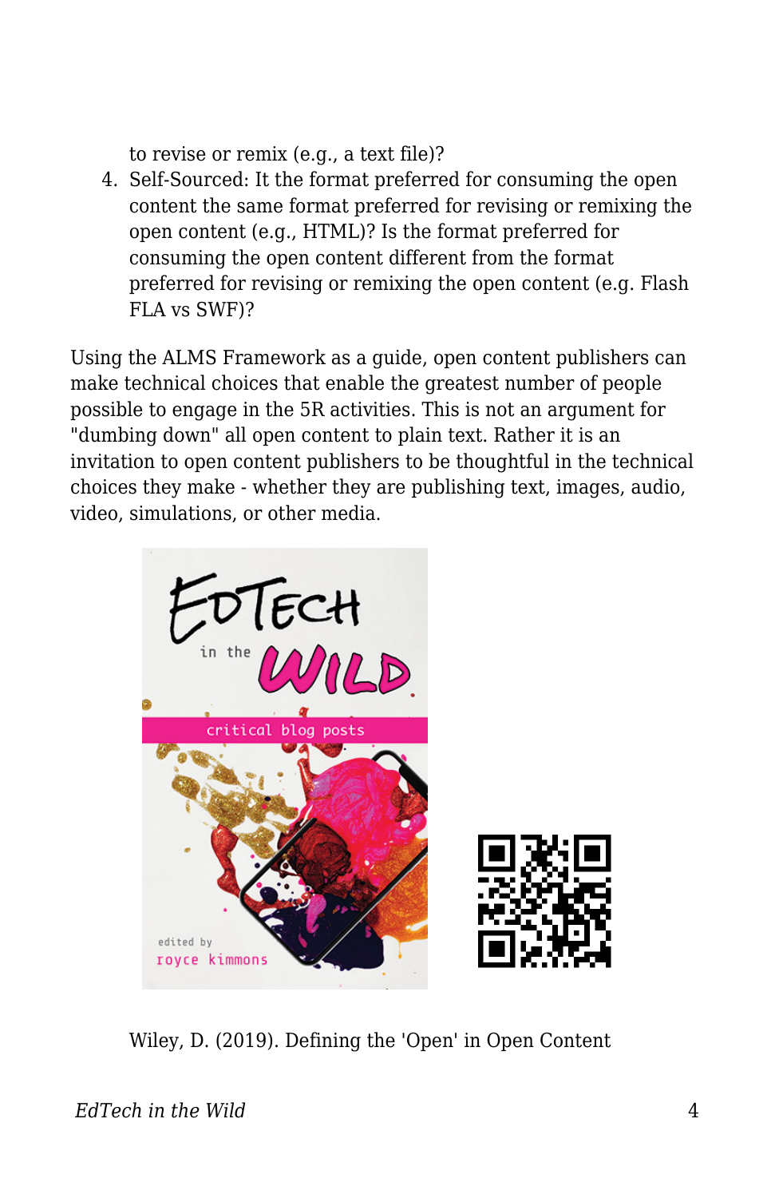to revise or remix (e.g., a text file)?

4. Self-Sourced: It the format preferred for consuming the open content the same format preferred for revising or remixing the open content (e.g., HTML)? Is the format preferred for consuming the open content different from the format preferred for revising or remixing the open content (e.g. Flash FLA vs SWF)?

Using the ALMS Framework as a guide, open content publishers can make technical choices that enable the greatest number of people possible to engage in the 5R activities. This is not an argument for "dumbing down" all open content to plain text. Rather it is an invitation to open content publishers to be thoughtful in the technical choices they make - whether they are publishing text, images, audio, video, simulations, or other media.

Wiley, D. (2019). Defining the 'Open' in Open Content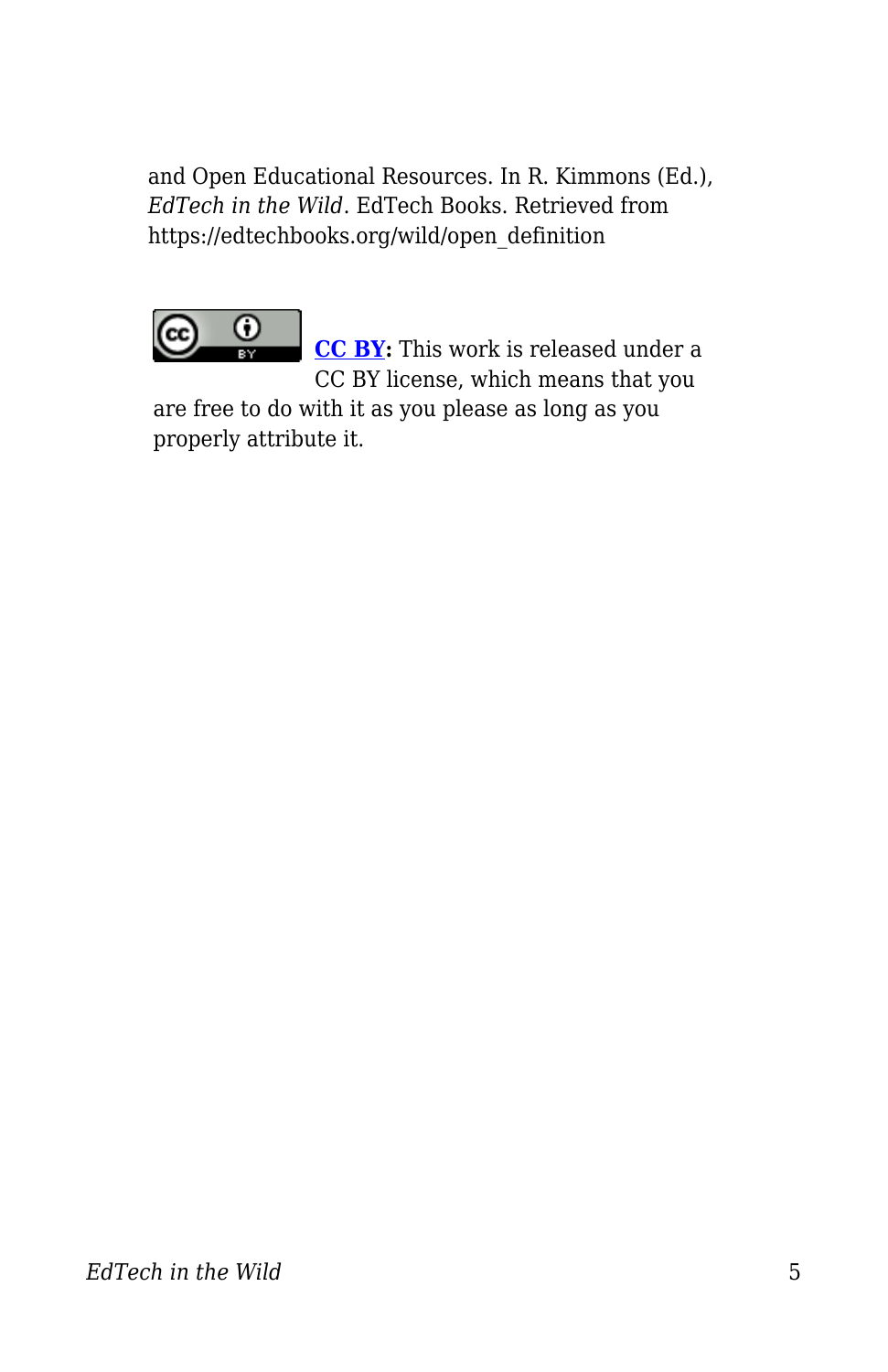and Open Educational Resources. In R. Kimmons (Ed.), *EdTech in the Wild*. EdTech Books. Retrieved from https://edtechbooks.org/wild/open_definition

**CC BY:** This work is released under a CC BY license, which means that you are free to do with it as you please as long as you properly attribute it.